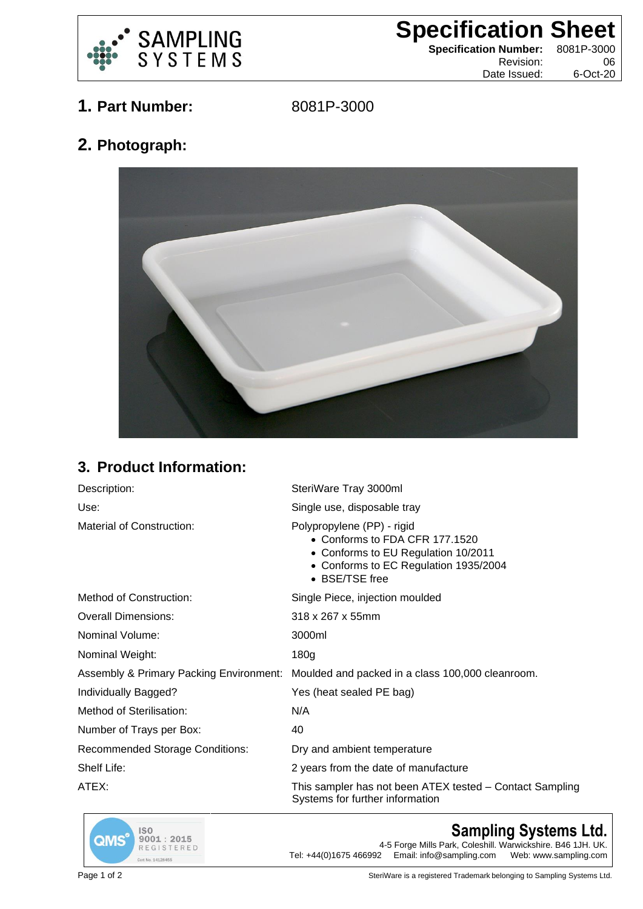SAMPLING SYSTEMS

# Specification Sheet

**Specification Number:** 8081P-3000
Revision: 06
Date Issued: 6-Oct-20

## 1. Part Number: 8081P-3000

## 2. Photograph:

## 3. Product Information:

| | |
|---|---|
| Description: | SteriWare Tray 3000ml |
| Use: | Single use, disposable tray |
| Material of Construction: | Polypropylene (PP) - rigid<br>• Conforms to FDA CFR 177.1520<br>• Conforms to EU Regulation 10/2011<br>• Conforms to EC Regulation 1935/2004<br>• BSE/TSE free |
| Method of Construction: | Single Piece, injection moulded |
| Overall Dimensions: | 318 x 267 x 55mm |
| Nominal Volume: | 3000ml |
| Nominal Weight: | 180g |
| Assembly & Primary Packing Environment: | Moulded and packed in a class 100,000 cleanroom. |
| Individually Bagged? | Yes (heat sealed PE bag) |
| Method of Sterilisation: | N/A |
| Number of Trays per Box: | 40 |
| Recommended Storage Conditions: | Dry and ambient temperature |
| Shelf Life: | 2 years from the date of manufacture |
| ATEX: | This sampler has not been ATEX tested – Contact Sampling Systems for further information |

QMS ISO 9001 : 2015 REGISTERED Cert No. 14128455

**Sampling Systems Ltd.**
4-5 Forge Mills Park, Coleshill. Warwickshire. B46 1JH. UK.
Tel: +44(0)1675 466992 Email: info@sampling.com Web: www.sampling.com

SteriWare is a registered Trademark belonging to Sampling Systems Ltd.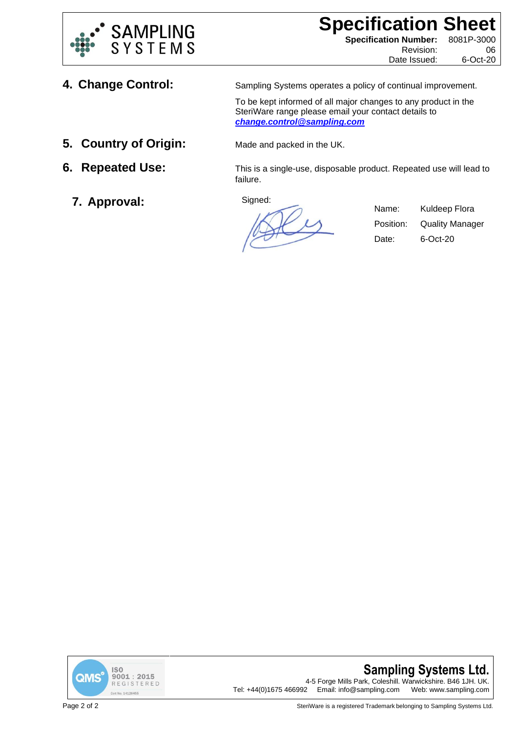## 4. Change Control:

Sampling Systems operates a policy of continual improvement.

To be kept informed of all major changes to any product in the SteriWare range please email your contact details to ***change.control@sampling.com***

## 5. Country of Origin:

Made and packed in the UK.

## 6. Repeated Use:

This is a single-use, disposable product. Repeated use will lead to failure.

## 7. Approval:

Signed:

| | |
|---|---|
| Name: | Kuldeep Flora |
| Position: | Quality Manager |
| Date: | 6-Oct-20 |

**Sampling Systems Ltd.**
4-5 Forge Mills Park, Coleshill. Warwickshire. B46 1JH. UK.
Tel: +44(0)1675 466992 Email: info@sampling.com Web: www.sampling.com

SteriWare is a registered Trademark belonging to Sampling Systems Ltd.